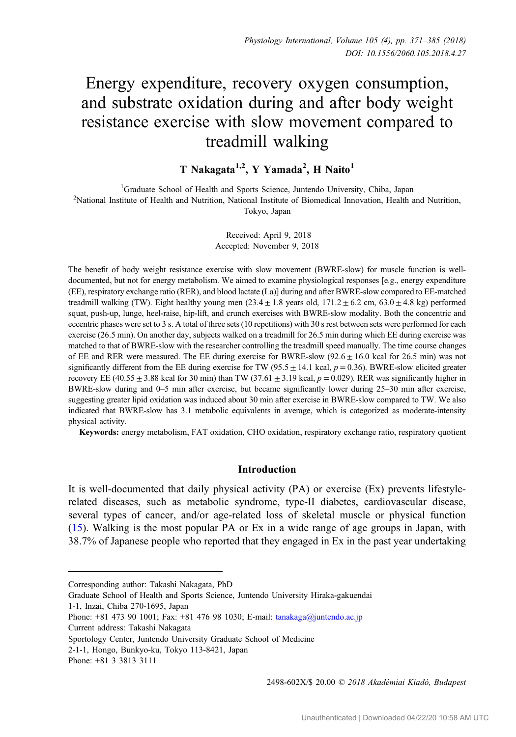# Energy expenditure, recovery oxygen consumption, and substrate oxidation during and after body weight resistance exercise with slow movement compared to treadmill walking

**T Nakagata[1,2], Y Yamada[2], H Naito[1]**

[1]Graduate School of Health and Sports Science, Juntendo University, Chiba, Japan
[2]National Institute of Health and Nutrition, National Institute of Biomedical Innovation, Health and Nutrition, Tokyo, Japan

Received: April 9, 2018
Accepted: November 9, 2018

The benefit of body weight resistance exercise with slow movement (BWRE-slow) for muscle function is well-documented, but not for energy metabolism. We aimed to examine physiological responses [e.g., energy expenditure (EE), respiratory exchange ratio (RER), and blood lactate (La)] during and after BWRE-slow compared to EE-matched treadmill walking (TW). Eight healthy young men (23.4 ± 1.8 years old, 171.2 ± 6.2 cm, 63.0 ± 4.8 kg) performed squat, push-up, lunge, heel-raise, hip-lift, and crunch exercises with BWRE-slow modality. Both the concentric and eccentric phases were set to 3 s. A total of three sets (10 repetitions) with 30 s rest between sets were performed for each exercise (26.5 min). On another day, subjects walked on a treadmill for 26.5 min during which EE during exercise was matched to that of BWRE-slow with the researcher controlling the treadmill speed manually. The time course changes of EE and RER were measured. The EE during exercise for BWRE-slow (92.6 ± 16.0 kcal for 26.5 min) was not significantly different from the EE during exercise for TW (95.5 ± 14.1 kcal, $p = 0.36$). BWRE-slow elicited greater recovery EE (40.55 ± 3.88 kcal for 30 min) than TW (37.61 ± 3.19 kcal, $p = 0.029$). RER was significantly higher in BWRE-slow during and 0–5 min after exercise, but became significantly lower during 25–30 min after exercise, suggesting greater lipid oxidation was induced about 30 min after exercise in BWRE-slow compared to TW. We also indicated that BWRE-slow has 3.1 metabolic equivalents in average, which is categorized as moderate-intensity physical activity.

**Keywords:** energy metabolism, FAT oxidation, CHO oxidation, respiratory exchange ratio, respiratory quotient

## Introduction

It is well-documented that daily physical activity (PA) or exercise (Ex) prevents lifestyle-related diseases, such as metabolic syndrome, type-II diabetes, cardiovascular disease, several types of cancer, and/or age-related loss of skeletal muscle or physical function (15). Walking is the most popular PA or Ex in a wide range of age groups in Japan, with 38.7% of Japanese people who reported that they engaged in Ex in the past year undertaking

---

Corresponding author: Takashi Nakagata, PhD
Graduate School of Health and Sports Science, Juntendo University Hiraka-gakuendai
1-1, Inzai, Chiba 270-1695, Japan
Phone: +81 473 90 1001; Fax: +81 476 98 1030; E-mail: tanakaga@juntendo.ac.jp
Current address: Takashi Nakagata
Sportology Center, Juntendo University Graduate School of Medicine
2-1-1, Hongo, Bunkyo-ku, Tokyo 113-8421, Japan
Phone: +81 3 3813 3111

2498-602X/$ 20.00 © 2018 Akadémiai Kiadó, Budapest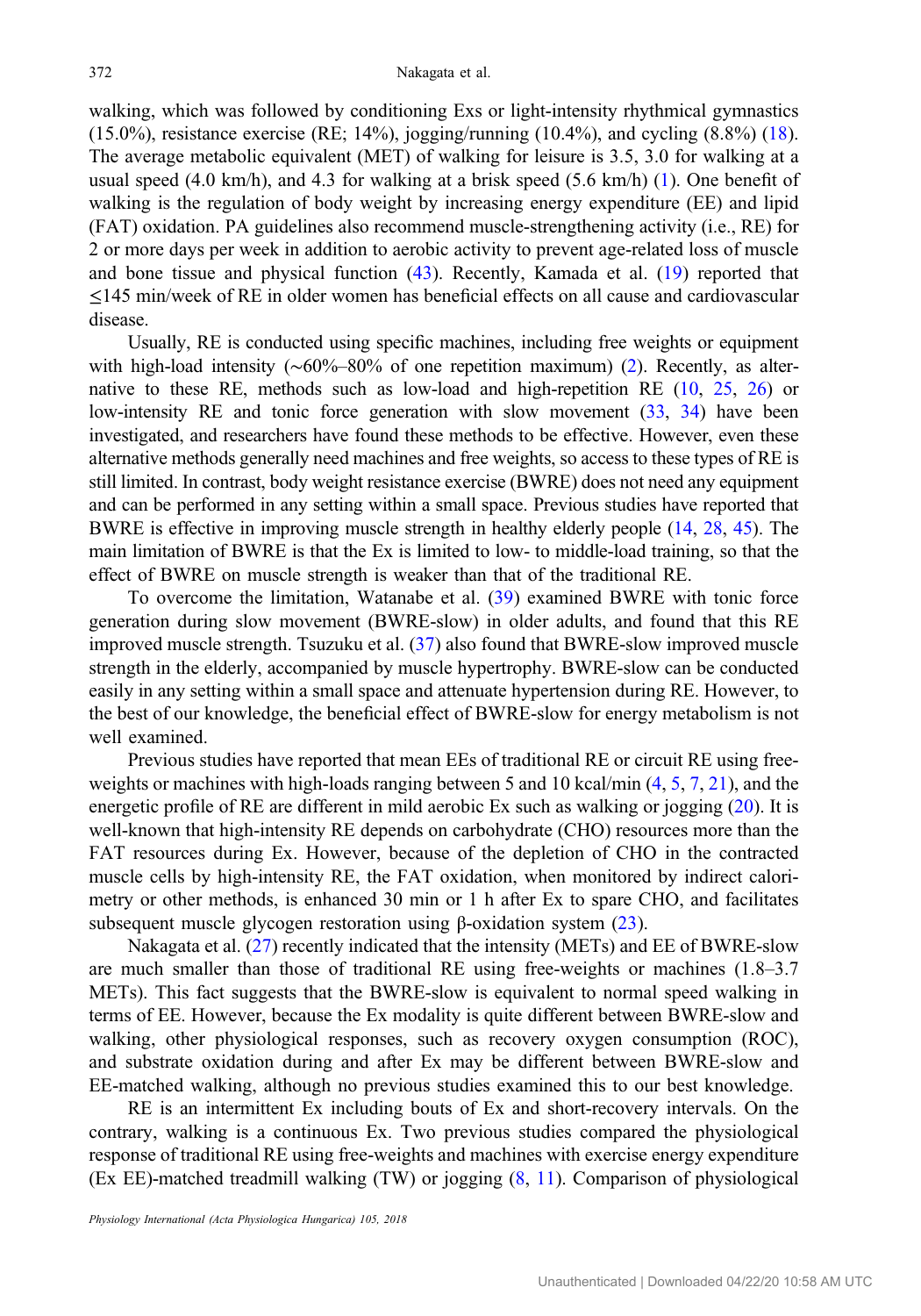walking, which was followed by conditioning Exs or light-intensity rhythmical gymnastics (15.0%), resistance exercise (RE; 14%), jogging/running (10.4%), and cycling (8.8%) (18). The average metabolic equivalent (MET) of walking for leisure is 3.5, 3.0 for walking at a usual speed (4.0 km/h), and 4.3 for walking at a brisk speed (5.6 km/h) (1). One benefit of walking is the regulation of body weight by increasing energy expenditure (EE) and lipid (FAT) oxidation. PA guidelines also recommend muscle-strengthening activity (i.e., RE) for 2 or more days per week in addition to aerobic activity to prevent age-related loss of muscle and bone tissue and physical function (43). Recently, Kamada et al. (19) reported that ≤145 min/week of RE in older women has beneficial effects on all cause and cardiovascular disease.

Usually, RE is conducted using specific machines, including free weights or equipment with high-load intensity (∼60%–80% of one repetition maximum) (2). Recently, as alternative to these RE, methods such as low-load and high-repetition RE (10, 25, 26) or low-intensity RE and tonic force generation with slow movement (33, 34) have been investigated, and researchers have found these methods to be effective. However, even these alternative methods generally need machines and free weights, so access to these types of RE is still limited. In contrast, body weight resistance exercise (BWRE) does not need any equipment and can be performed in any setting within a small space. Previous studies have reported that BWRE is effective in improving muscle strength in healthy elderly people (14, 28, 45). The main limitation of BWRE is that the Ex is limited to low- to middle-load training, so that the effect of BWRE on muscle strength is weaker than that of the traditional RE.

To overcome the limitation, Watanabe et al. (39) examined BWRE with tonic force generation during slow movement (BWRE-slow) in older adults, and found that this RE improved muscle strength. Tsuzuku et al. (37) also found that BWRE-slow improved muscle strength in the elderly, accompanied by muscle hypertrophy. BWRE-slow can be conducted easily in any setting within a small space and attenuate hypertension during RE. However, to the best of our knowledge, the beneficial effect of BWRE-slow for energy metabolism is not well examined.

Previous studies have reported that mean EEs of traditional RE or circuit RE using free-weights or machines with high-loads ranging between 5 and 10 kcal/min (4, 5, 7, 21), and the energetic profile of RE are different in mild aerobic Ex such as walking or jogging (20). It is well-known that high-intensity RE depends on carbohydrate (CHO) resources more than the FAT resources during Ex. However, because of the depletion of CHO in the contracted muscle cells by high-intensity RE, the FAT oxidation, when monitored by indirect calorimetry or other methods, is enhanced 30 min or 1 h after Ex to spare CHO, and facilitates subsequent muscle glycogen restoration using β-oxidation system (23).

Nakagata et al. (27) recently indicated that the intensity (METs) and EE of BWRE-slow are much smaller than those of traditional RE using free-weights or machines (1.8–3.7 METs). This fact suggests that the BWRE-slow is equivalent to normal speed walking in terms of EE. However, because the Ex modality is quite different between BWRE-slow and walking, other physiological responses, such as recovery oxygen consumption (ROC), and substrate oxidation during and after Ex may be different between BWRE-slow and EE-matched walking, although no previous studies examined this to our best knowledge.

RE is an intermittent Ex including bouts of Ex and short-recovery intervals. On the contrary, walking is a continuous Ex. Two previous studies compared the physiological response of traditional RE using free-weights and machines with exercise energy expenditure (Ex EE)-matched treadmill walking (TW) or jogging (8, 11). Comparison of physiological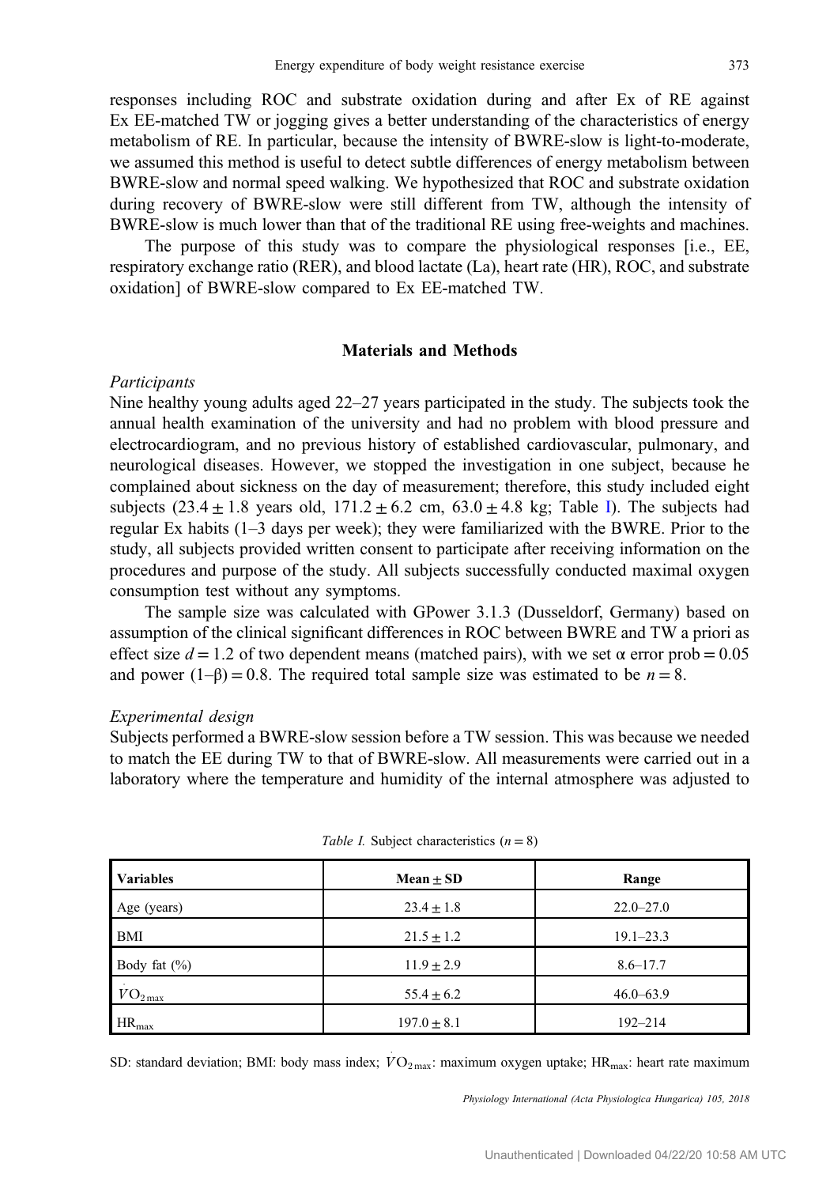responses including ROC and substrate oxidation during and after Ex of RE against Ex EE-matched TW or jogging gives a better understanding of the characteristics of energy metabolism of RE. In particular, because the intensity of BWRE-slow is light-to-moderate, we assumed this method is useful to detect subtle differences of energy metabolism between BWRE-slow and normal speed walking. We hypothesized that ROC and substrate oxidation during recovery of BWRE-slow were still different from TW, although the intensity of BWRE-slow is much lower than that of the traditional RE using free-weights and machines.

The purpose of this study was to compare the physiological responses [i.e., EE, respiratory exchange ratio (RER), and blood lactate (La), heart rate (HR), ROC, and substrate oxidation] of BWRE-slow compared to Ex EE-matched TW.

## Materials and Methods

### *Participants*

Nine healthy young adults aged 22–27 years participated in the study. The subjects took the annual health examination of the university and had no problem with blood pressure and electrocardiogram, and no previous history of established cardiovascular, pulmonary, and neurological diseases. However, we stopped the investigation in one subject, because he complained about sickness on the day of measurement; therefore, this study included eight subjects (23.4 ± 1.8 years old, 171.2 ± 6.2 cm, 63.0 ± 4.8 kg; Table I). The subjects had regular Ex habits (1–3 days per week); they were familiarized with the BWRE. Prior to the study, all subjects provided written consent to participate after receiving information on the procedures and purpose of the study. All subjects successfully conducted maximal oxygen consumption test without any symptoms.

The sample size was calculated with GPower 3.1.3 (Dusseldorf, Germany) based on assumption of the clinical significant differences in ROC between BWRE and TW a priori as effect size $d = 1.2$ of two dependent means (matched pairs), with we set α error prob = 0.05 and power (1–β) = 0.8. The required total sample size was estimated to be $n = 8$.

### *Experimental design*

Subjects performed a BWRE-slow session before a TW session. This was because we needed to match the EE during TW to that of BWRE-slow. All measurements were carried out in a laboratory where the temperature and humidity of the internal atmosphere was adjusted to

*Table I.* Subject characteristics ($n = 8$)

| Variables | Mean ± SD | Range |
|---|---|---|
| Age (years) | 23.4 ± 1.8 | 22.0–27.0 |
| BMI | 21.5 ± 1.2 | 19.1–23.3 |
| Body fat (%) | 11.9 ± 2.9 | 8.6–17.7 |
| $\dot{V}O_{2\max}$ | 55.4 ± 6.2 | 46.0–63.9 |
| $HR_{max}$ | 197.0 ± 8.1 | 192–214 |

SD: standard deviation; BMI: body mass index; $\dot{V}O_{2\max}$: maximum oxygen uptake; $HR_{max}$: heart rate maximum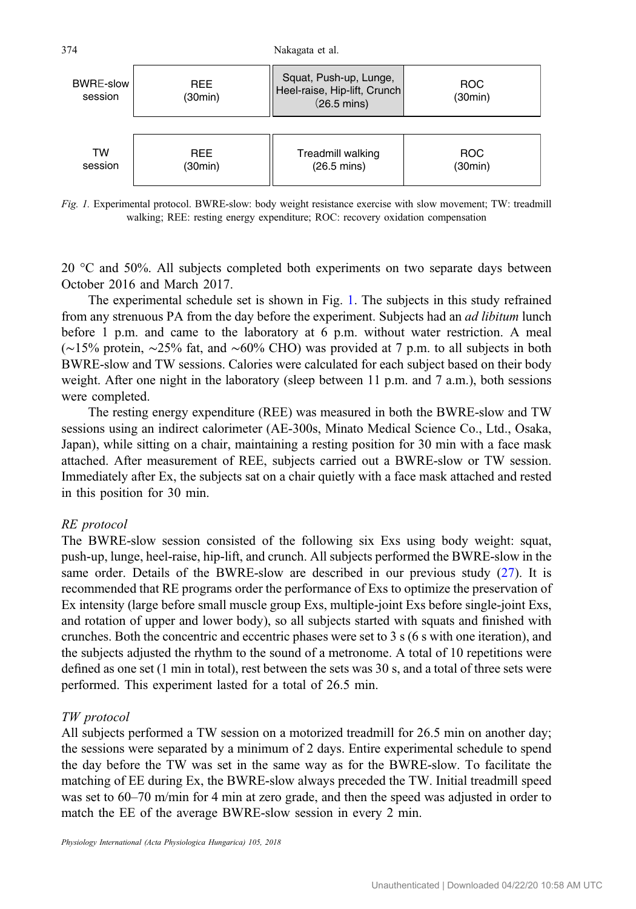| | | | |
|---|---|---|---|
| BWRE-slow session | REE (30min) | Squat, Push-up, Lunge, Heel-raise, Hip-lift, Crunch (26.5 mins) | ROC (30min) |
| TW session | REE (30min) | Treadmill walking (26.5 mins) | ROC (30min) |

*Fig. 1.* Experimental protocol. BWRE-slow: body weight resistance exercise with slow movement; TW: treadmill walking; REE: resting energy expenditure; ROC: recovery oxidation compensation

20 °C and 50%. All subjects completed both experiments on two separate days between October 2016 and March 2017.

The experimental schedule set is shown in Fig. 1. The subjects in this study refrained from any strenuous PA from the day before the experiment. Subjects had an *ad libitum* lunch before 1 p.m. and came to the laboratory at 6 p.m. without water restriction. A meal (∼15% protein, ∼25% fat, and ∼60% CHO) was provided at 7 p.m. to all subjects in both BWRE-slow and TW sessions. Calories were calculated for each subject based on their body weight. After one night in the laboratory (sleep between 11 p.m. and 7 a.m.), both sessions were completed.

The resting energy expenditure (REE) was measured in both the BWRE-slow and TW sessions using an indirect calorimeter (AE-300s, Minato Medical Science Co., Ltd., Osaka, Japan), while sitting on a chair, maintaining a resting position for 30 min with a face mask attached. After measurement of REE, subjects carried out a BWRE-slow or TW session. Immediately after Ex, the subjects sat on a chair quietly with a face mask attached and rested in this position for 30 min.

*RE protocol*

The BWRE-slow session consisted of the following six Exs using body weight: squat, push-up, lunge, heel-raise, hip-lift, and crunch. All subjects performed the BWRE-slow in the same order. Details of the BWRE-slow are described in our previous study (27). It is recommended that RE programs order the performance of Exs to optimize the preservation of Ex intensity (large before small muscle group Exs, multiple-joint Exs before single-joint Exs, and rotation of upper and lower body), so all subjects started with squats and finished with crunches. Both the concentric and eccentric phases were set to 3 s (6 s with one iteration), and the subjects adjusted the rhythm to the sound of a metronome. A total of 10 repetitions were defined as one set (1 min in total), rest between the sets was 30 s, and a total of three sets were performed. This experiment lasted for a total of 26.5 min.

*TW protocol*

All subjects performed a TW session on a motorized treadmill for 26.5 min on another day; the sessions were separated by a minimum of 2 days. Entire experimental schedule to spend the day before the TW was set in the same way as for the BWRE-slow. To facilitate the matching of EE during Ex, the BWRE-slow always preceded the TW. Initial treadmill speed was set to 60–70 m/min for 4 min at zero grade, and then the speed was adjusted in order to match the EE of the average BWRE-slow session in every 2 min.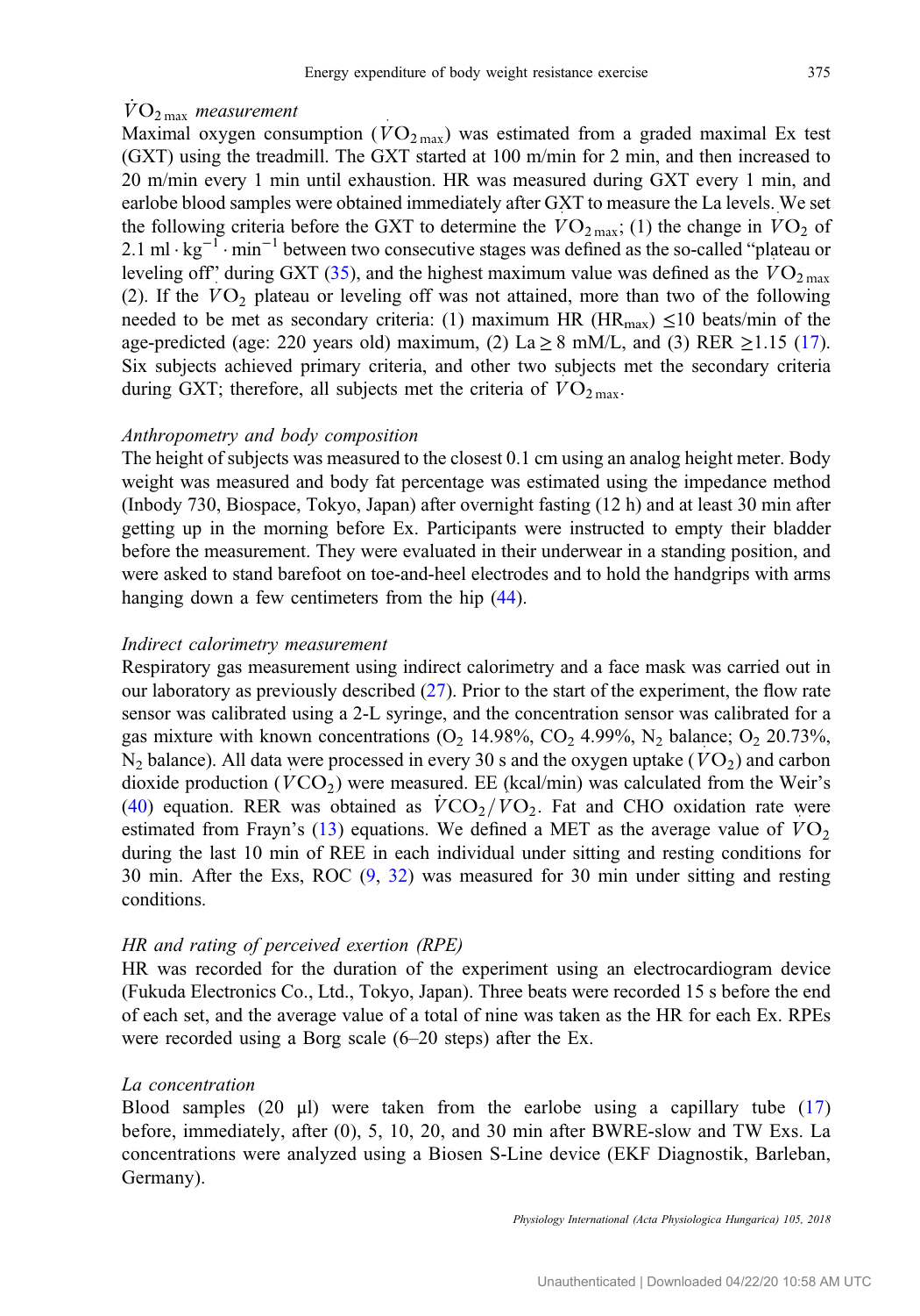### $\dot{V}O_{2\,max}$ measurement

Maximal oxygen consumption ($\dot{V}O_{2\,max}$) was estimated from a graded maximal Ex test (GXT) using the treadmill. The GXT started at 100 m/min for 2 min, and then increased to 20 m/min every 1 min until exhaustion. HR was measured during GXT every 1 min, and earlobe blood samples were obtained immediately after GXT to measure the La levels. We set the following criteria before the GXT to determine the $\dot{V}O_{2\,max}$; (1) the change in $\dot{V}O_2$ of 2.1 ml · kg$^{-1}$ · min$^{-1}$ between two consecutive stages was defined as the so-called "plateau or leveling off" during GXT (35), and the highest maximum value was defined as the $\dot{V}O_{2\,max}$ (2). If the $\dot{V}O_2$ plateau or leveling off was not attained, more than two of the following needed to be met as secondary criteria: (1) maximum HR ($HR_{max}$) ≤10 beats/min of the age-predicted (age: 220 years old) maximum, (2) La ≥ 8 mM/L, and (3) RER ≥1.15 (17). Six subjects achieved primary criteria, and other two subjects met the secondary criteria during GXT; therefore, all subjects met the criteria of $\dot{V}O_{2\,max}$.

### *Anthropometry and body composition*

The height of subjects was measured to the closest 0.1 cm using an analog height meter. Body weight was measured and body fat percentage was estimated using the impedance method (Inbody 730, Biospace, Tokyo, Japan) after overnight fasting (12 h) and at least 30 min after getting up in the morning before Ex. Participants were instructed to empty their bladder before the measurement. They were evaluated in their underwear in a standing position, and were asked to stand barefoot on toe-and-heel electrodes and to hold the handgrips with arms hanging down a few centimeters from the hip (44).

### *Indirect calorimetry measurement*

Respiratory gas measurement using indirect calorimetry and a face mask was carried out in our laboratory as previously described (27). Prior to the start of the experiment, the flow rate sensor was calibrated using a 2-L syringe, and the concentration sensor was calibrated for a gas mixture with known concentrations ($O_2$ 14.98%, $CO_2$ 4.99%, $N_2$ balance; $O_2$ 20.73%, $N_2$ balance). All data were processed in every 30 s and the oxygen uptake ($\dot{V}O_2$) and carbon dioxide production ($\dot{V}CO_2$) were measured. EE (kcal/min) was calculated from the Weir's (40) equation. RER was obtained as $\dot{V}CO_2/\dot{V}O_2$. Fat and CHO oxidation rate were estimated from Frayn's (13) equations. We defined a MET as the average value of $\dot{V}O_2$ during the last 10 min of REE in each individual under sitting and resting conditions for 30 min. After the Exs, ROC (9, 32) was measured for 30 min under sitting and resting conditions.

### *HR and rating of perceived exertion (RPE)*

HR was recorded for the duration of the experiment using an electrocardiogram device (Fukuda Electronics Co., Ltd., Tokyo, Japan). Three beats were recorded 15 s before the end of each set, and the average value of a total of nine was taken as the HR for each Ex. RPEs were recorded using a Borg scale (6–20 steps) after the Ex.

### *La concentration*

Blood samples (20 μl) were taken from the earlobe using a capillary tube (17) before, immediately, after (0), 5, 10, 20, and 30 min after BWRE-slow and TW Exs. La concentrations were analyzed using a Biosen S-Line device (EKF Diagnostik, Barleban, Germany).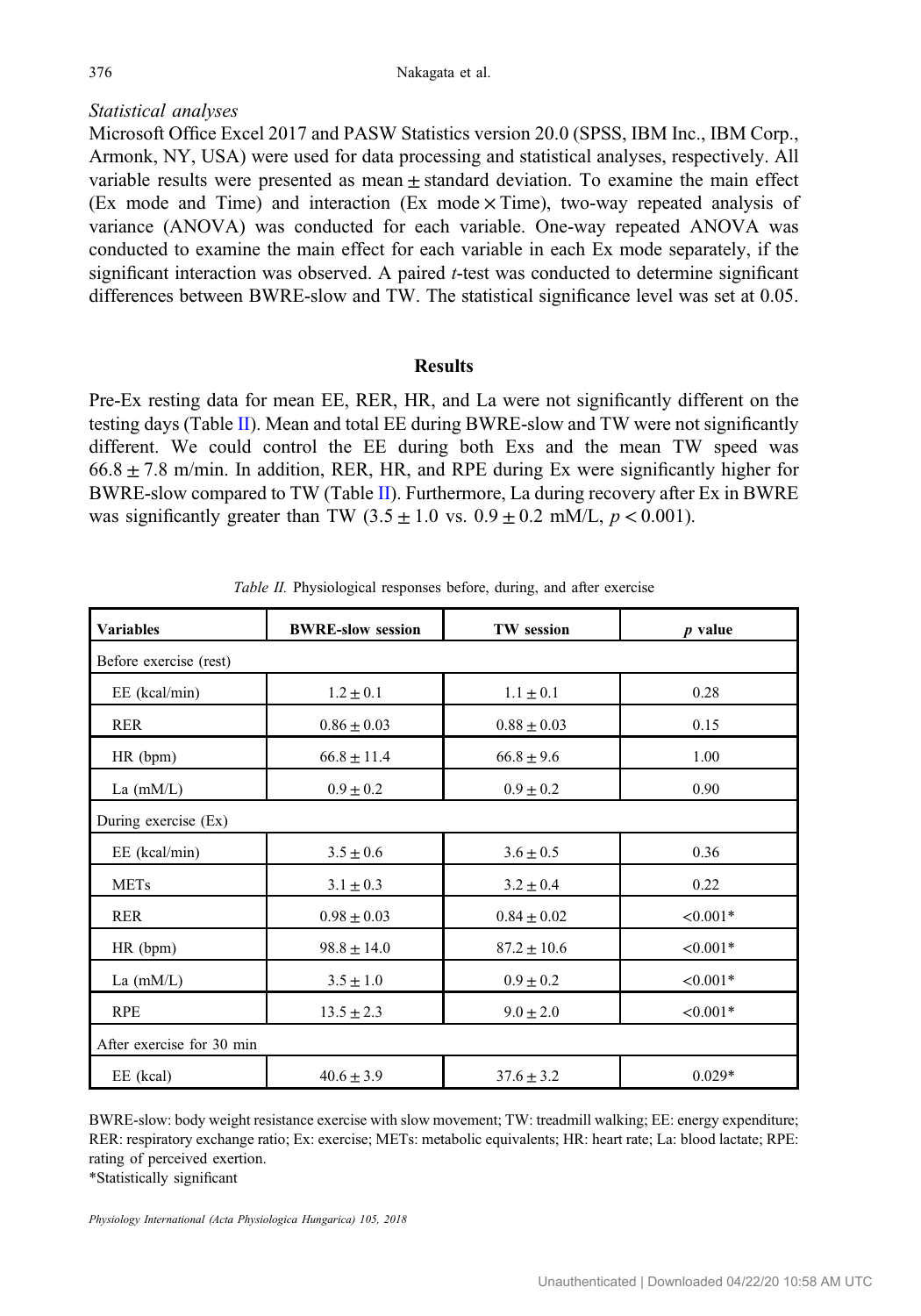*Statistical analyses*

Microsoft Office Excel 2017 and PASW Statistics version 20.0 (SPSS, IBM Inc., IBM Corp., Armonk, NY, USA) were used for data processing and statistical analyses, respectively. All variable results were presented as mean ± standard deviation. To examine the main effect (Ex mode and Time) and interaction (Ex mode × Time), two-way repeated analysis of variance (ANOVA) was conducted for each variable. One-way repeated ANOVA was conducted to examine the main effect for each variable in each Ex mode separately, if the significant interaction was observed. A paired *t*-test was conducted to determine significant differences between BWRE-slow and TW. The statistical significance level was set at 0.05.

## Results

Pre-Ex resting data for mean EE, RER, HR, and La were not significantly different on the testing days (Table II). Mean and total EE during BWRE-slow and TW were not significantly different. We could control the EE during both Exs and the mean TW speed was 66.8 ± 7.8 m/min. In addition, RER, HR, and RPE during Ex were significantly higher for BWRE-slow compared to TW (Table II). Furthermore, La during recovery after Ex in BWRE was significantly greater than TW (3.5 ± 1.0 vs. 0.9 ± 0.2 mM/L, $p < 0.001$).

*Table II.* Physiological responses before, during, and after exercise

| Variables | BWRE-slow session | TW session | *p* value |
|---|---|---|---|
| Before exercise (rest) | | | |
| EE (kcal/min) | 1.2 ± 0.1 | 1.1 ± 0.1 | 0.28 |
| RER | 0.86 ± 0.03 | 0.88 ± 0.03 | 0.15 |
| HR (bpm) | 66.8 ± 11.4 | 66.8 ± 9.6 | 1.00 |
| La (mM/L) | 0.9 ± 0.2 | 0.9 ± 0.2 | 0.90 |
| During exercise (Ex) | | | |
| EE (kcal/min) | 3.5 ± 0.6 | 3.6 ± 0.5 | 0.36 |
| METs | 3.1 ± 0.3 | 3.2 ± 0.4 | 0.22 |
| RER | 0.98 ± 0.03 | 0.84 ± 0.02 | <0.001* |
| HR (bpm) | 98.8 ± 14.0 | 87.2 ± 10.6 | <0.001* |
| La (mM/L) | 3.5 ± 1.0 | 0.9 ± 0.2 | <0.001* |
| RPE | 13.5 ± 2.3 | 9.0 ± 2.0 | <0.001* |
| After exercise for 30 min | | | |
| EE (kcal) | 40.6 ± 3.9 | 37.6 ± 3.2 | 0.029* |

BWRE-slow: body weight resistance exercise with slow movement; TW: treadmill walking; EE: energy expenditure; RER: respiratory exchange ratio; Ex: exercise; METs: metabolic equivalents; HR: heart rate; La: blood lactate; RPE: rating of perceived exertion.
*Statistically significant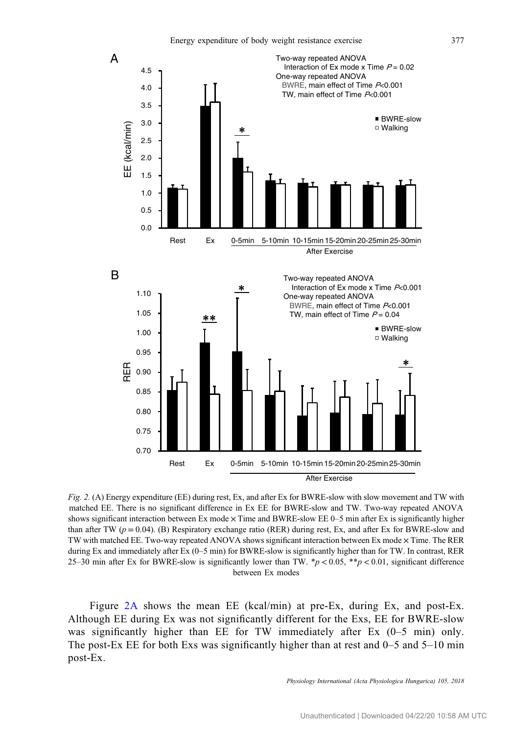*Fig. 2.* (A) Energy expenditure (EE) during rest, Ex, and after Ex for BWRE-slow with slow movement and TW with matched EE. There is no significant difference in Ex EE for BWRE-slow and TW. Two-way repeated ANOVA shows significant interaction between Ex mode × Time and BWRE-slow EE 0–5 min after Ex is significantly higher than after TW ($p = 0.04$). (B) Respiratory exchange ratio (RER) during rest, Ex, and after Ex for BWRE-slow and TW with matched EE. Two-way repeated ANOVA shows significant interaction between Ex mode × Time. The RER during Ex and immediately after Ex (0–5 min) for BWRE-slow is significantly higher than for TW. In contrast, RER 25–30 min after Ex for BWRE-slow is significantly lower than TW. *$p < 0.05$, **$p < 0.01$, significant difference between Ex modes

Figure 2A shows the mean EE (kcal/min) at pre-Ex, during Ex, and post-Ex. Although EE during Ex was not significantly different for the Exs, EE for BWRE-slow was significantly higher than EE for TW immediately after Ex (0–5 min) only. The post-Ex EE for both Exs was significantly higher than at rest and 0–5 and 5–10 min post-Ex.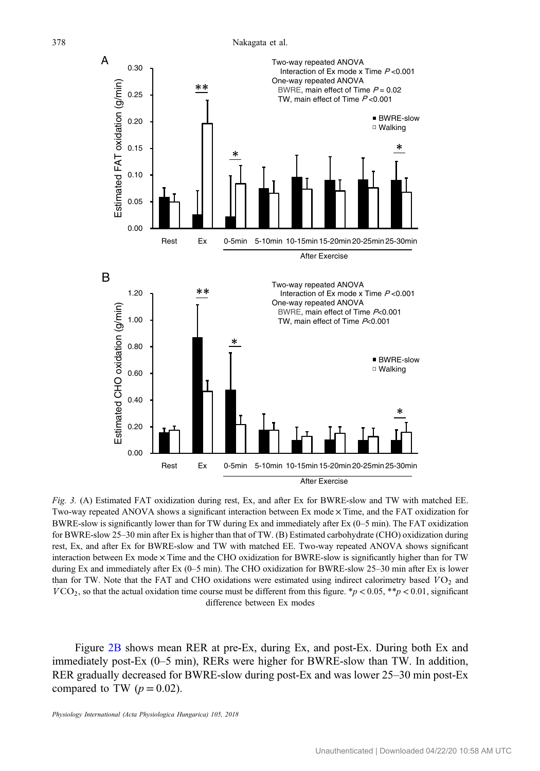*Fig. 3.* (A) Estimated FAT oxidization during rest, Ex, and after Ex for BWRE-slow and TW with matched EE. Two-way repeated ANOVA shows a significant interaction between Ex mode × Time, and the FAT oxidization for BWRE-slow is significantly lower than for TW during Ex and immediately after Ex (0–5 min). The FAT oxidization for BWRE-slow 25–30 min after Ex is higher than that of TW. (B) Estimated carbohydrate (CHO) oxidization during rest, Ex, and after Ex for BWRE-slow and TW with matched EE. Two-way repeated ANOVA shows significant interaction between Ex mode × Time and the CHO oxidization for BWRE-slow is significantly higher than for TW during Ex and immediately after Ex (0–5 min). The CHO oxidization for BWRE-slow 25–30 min after Ex is lower than for TW. Note that the FAT and CHO oxidations were estimated using indirect calorimetry based $\dot{V}O_2$ and $\dot{V}CO_2$, so that the actual oxidation time course must be different from this figure. *$p < 0.05$, **$p < 0.01$, significant difference between Ex modes

Figure 2B shows mean RER at pre-Ex, during Ex, and post-Ex. During both Ex and immediately post-Ex (0–5 min), RERs were higher for BWRE-slow than TW. In addition, RER gradually decreased for BWRE-slow during post-Ex and was lower 25–30 min post-Ex compared to TW ($p = 0.02$).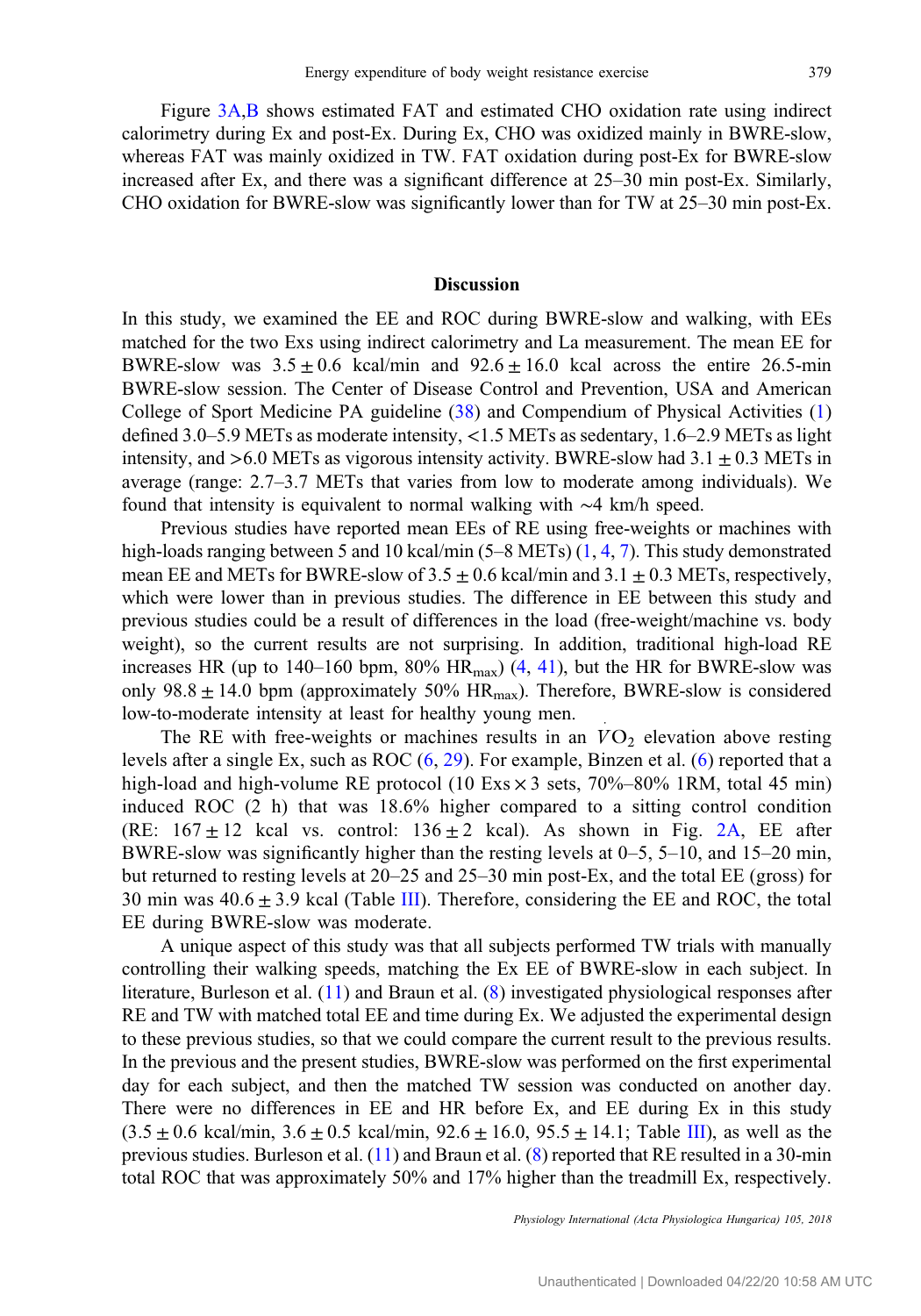Figure 3A,B shows estimated FAT and estimated CHO oxidation rate using indirect calorimetry during Ex and post-Ex. During Ex, CHO was oxidized mainly in BWRE-slow, whereas FAT was mainly oxidized in TW. FAT oxidation during post-Ex for BWRE-slow increased after Ex, and there was a significant difference at 25–30 min post-Ex. Similarly, CHO oxidation for BWRE-slow was significantly lower than for TW at 25–30 min post-Ex.

## Discussion

In this study, we examined the EE and ROC during BWRE-slow and walking, with EEs matched for the two Exs using indirect calorimetry and La measurement. The mean EE for BWRE-slow was 3.5 ± 0.6 kcal/min and 92.6 ± 16.0 kcal across the entire 26.5-min BWRE-slow session. The Center of Disease Control and Prevention, USA and American College of Sport Medicine PA guideline (38) and Compendium of Physical Activities (1) defined 3.0–5.9 METs as moderate intensity, <1.5 METs as sedentary, 1.6–2.9 METs as light intensity, and >6.0 METs as vigorous intensity activity. BWRE-slow had 3.1 ± 0.3 METs in average (range: 2.7–3.7 METs that varies from low to moderate among individuals). We found that intensity is equivalent to normal walking with ∼4 km/h speed.

Previous studies have reported mean EEs of RE using free-weights or machines with high-loads ranging between 5 and 10 kcal/min (5–8 METs) (1, 4, 7). This study demonstrated mean EE and METs for BWRE-slow of 3.5 ± 0.6 kcal/min and 3.1 ± 0.3 METs, respectively, which were lower than in previous studies. The difference in EE between this study and previous studies could be a result of differences in the load (free-weight/machine vs. body weight), so the current results are not surprising. In addition, traditional high-load RE increases HR (up to 140–160 bpm, 80% $HR_{max}$) (4, 41), but the HR for BWRE-slow was only 98.8 ± 14.0 bpm (approximately 50% $HR_{max}$). Therefore, BWRE-slow is considered low-to-moderate intensity at least for healthy young men.

The RE with free-weights or machines results in an $\dot{V}O_2$ elevation above resting levels after a single Ex, such as ROC (6, 29). For example, Binzen et al. (6) reported that a high-load and high-volume RE protocol (10 Exs × 3 sets, 70%–80% 1RM, total 45 min) induced ROC (2 h) that was 18.6% higher compared to a sitting control condition (RE: 167 ± 12 kcal vs. control: 136 ± 2 kcal). As shown in Fig. 2A, EE after BWRE-slow was significantly higher than the resting levels at 0–5, 5–10, and 15–20 min, but returned to resting levels at 20–25 and 25–30 min post-Ex, and the total EE (gross) for 30 min was 40.6 ± 3.9 kcal (Table III). Therefore, considering the EE and ROC, the total EE during BWRE-slow was moderate.

A unique aspect of this study was that all subjects performed TW trials with manually controlling their walking speeds, matching the Ex EE of BWRE-slow in each subject. In literature, Burleson et al. (11) and Braun et al. (8) investigated physiological responses after RE and TW with matched total EE and time during Ex. We adjusted the experimental design to these previous studies, so that we could compare the current result to the previous results. In the previous and the present studies, BWRE-slow was performed on the first experimental day for each subject, and then the matched TW session was conducted on another day. There were no differences in EE and HR before Ex, and EE during Ex in this study (3.5 ± 0.6 kcal/min, 3.6 ± 0.5 kcal/min, 92.6 ± 16.0, 95.5 ± 14.1; Table III), as well as the previous studies. Burleson et al. (11) and Braun et al. (8) reported that RE resulted in a 30-min total ROC that was approximately 50% and 17% higher than the treadmill Ex, respectively.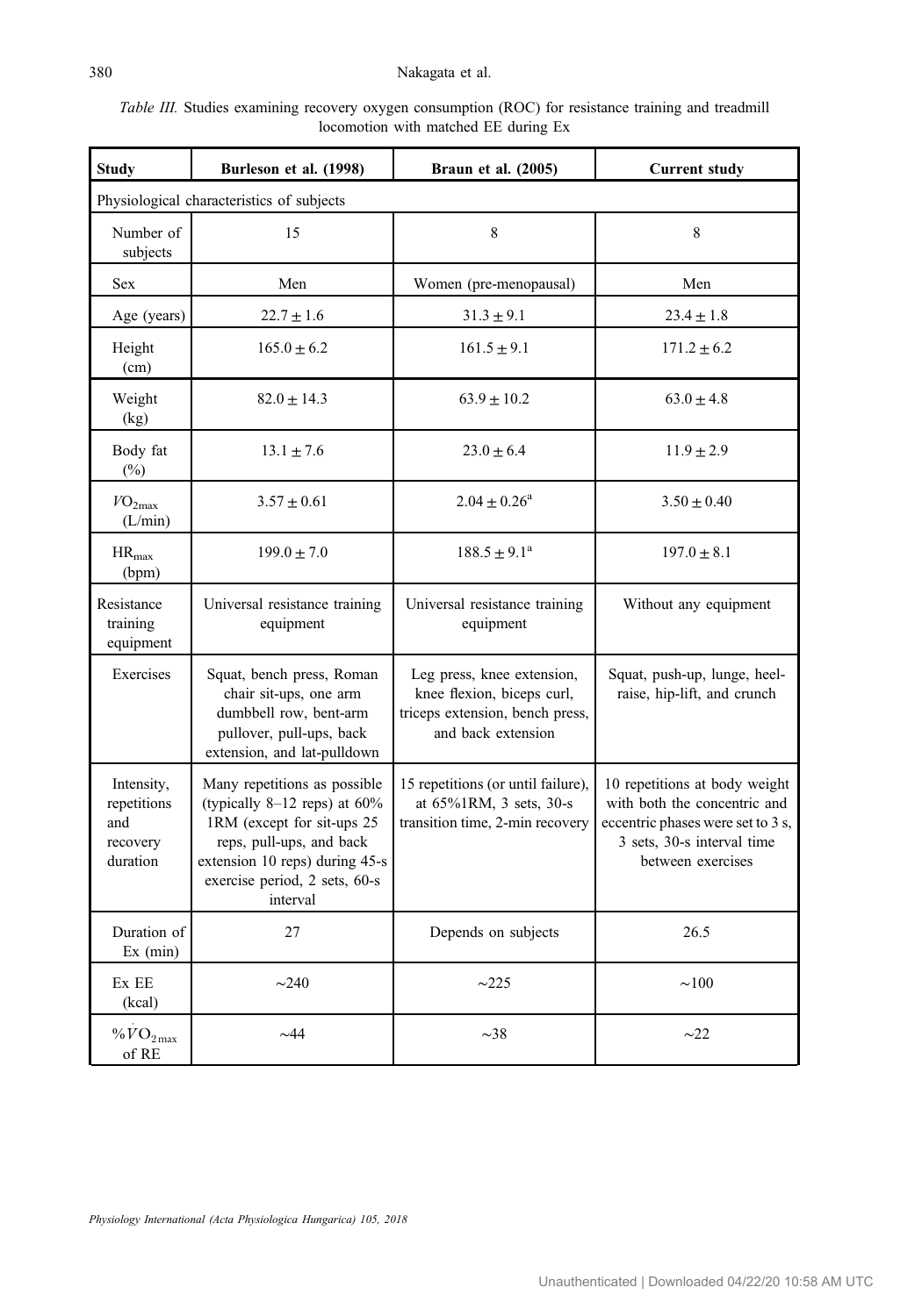*Table III.* Studies examining recovery oxygen consumption (ROC) for resistance training and treadmill locomotion with matched EE during Ex

| Study | Burleson et al. (1998) | Braun et al. (2005) | Current study |
|---|---|---|---|
| Physiological characteristics of subjects | | | |
| Number of subjects | 15 | 8 | 8 |
| Sex | Men | Women (pre-menopausal) | Men |
| Age (years) | $22.7 \pm 1.6$ | $31.3 \pm 9.1$ | $23.4 \pm 1.8$ |
| Height (cm) | $165.0 \pm 6.2$ | $161.5 \pm 9.1$ | $171.2 \pm 6.2$ |
| Weight (kg) | $82.0 \pm 14.3$ | $63.9 \pm 10.2$ | $63.0 \pm 4.8$ |
| Body fat (%) | $13.1 \pm 7.6$ | $23.0 \pm 6.4$ | $11.9 \pm 2.9$ |
| $\dot{V}O_{2max}$ (L/min) | $3.57 \pm 0.61$ | $2.04 \pm 0.26$[a] | $3.50 \pm 0.40$ |
| $HR_{max}$ (bpm) | $199.0 \pm 7.0$ | $188.5 \pm 9.1$[a] | $197.0 \pm 8.1$ |
| Resistance training equipment | Universal resistance training equipment | Universal resistance training equipment | Without any equipment |
| Exercises | Squat, bench press, Roman chair sit-ups, one arm dumbbell row, bent-arm pullover, pull-ups, back extension, and lat-pulldown | Leg press, knee extension, knee flexion, biceps curl, triceps extension, bench press, and back extension | Squat, push-up, lunge, heel-raise, hip-lift, and crunch |
| Intensity, repetitions and recovery duration | Many repetitions as possible (typically 8–12 reps) at 60% 1RM (except for sit-ups 25 reps, pull-ups, and back extension 10 reps) during 45-s exercise period, 2 sets, 60-s interval | 15 repetitions (or until failure), at 65%1RM, 3 sets, 30-s transition time, 2-min recovery | 10 repetitions at body weight with both the concentric and eccentric phases were set to 3 s, 3 sets, 30-s interval time between exercises |
| Duration of Ex (min) | 27 | Depends on subjects | 26.5 |
| Ex EE (kcal) | ~240 | ~225 | ~100 |
| $\%\dot{V}O_{2max}$ of RE | ~44 | ~38 | ~22 |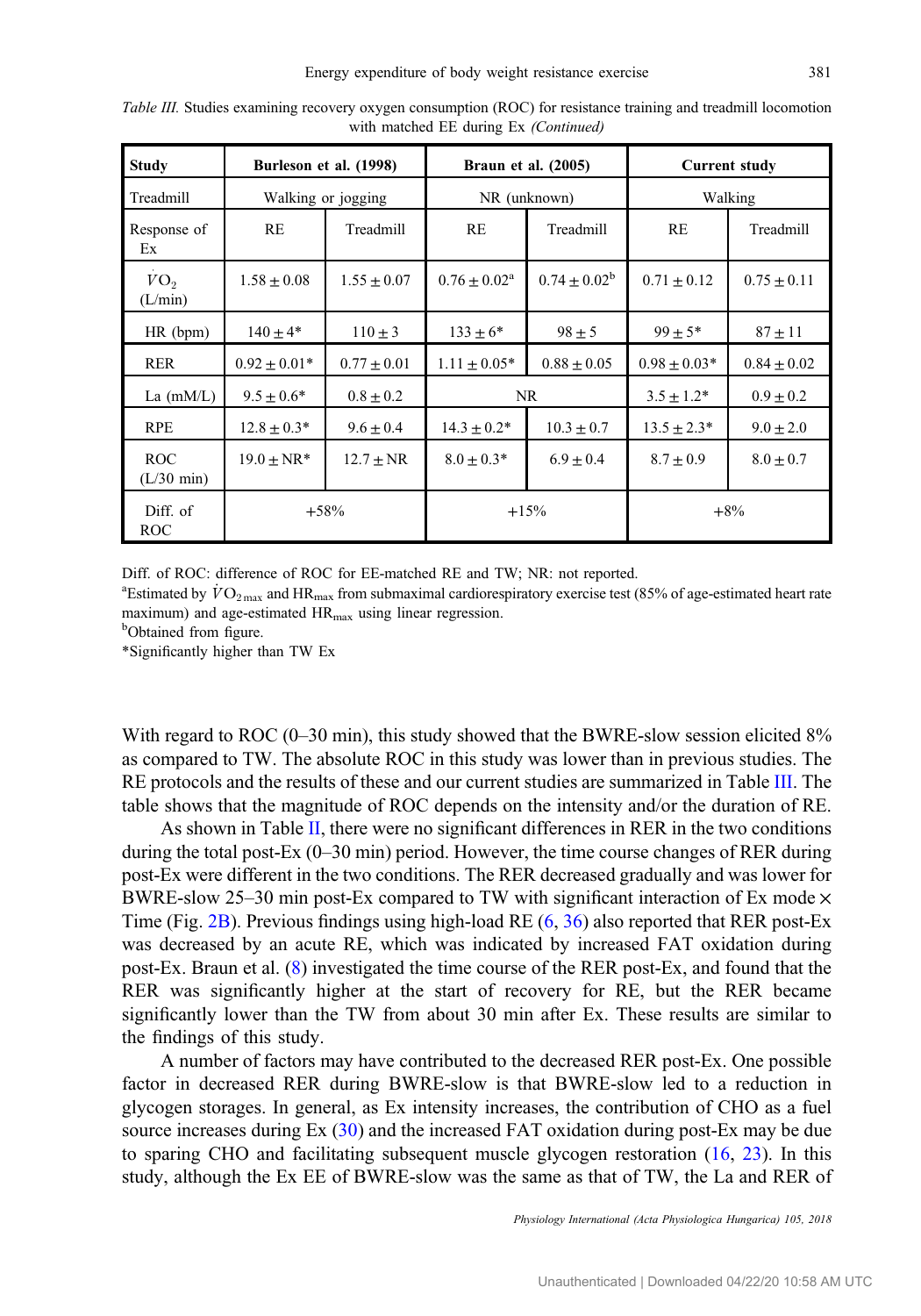*Table III.* Studies examining recovery oxygen consumption (ROC) for resistance training and treadmill locomotion with matched EE during Ex *(Continued)*

| Study | Burleson et al. (1998) | | Braun et al. (2005) | | Current study | |
|---|---|---|---|---|---|---|
| Treadmill | Walking or jogging | | NR (unknown) | | Walking | |
| Response of Ex | RE | Treadmill | RE | Treadmill | RE | Treadmill |
| $\dot{V}O_2$ (L/min) | 1.58 ± 0.08 | 1.55 ± 0.07 | 0.76 ± 0.02[a] | 0.74 ± 0.02[b] | 0.71 ± 0.12 | 0.75 ± 0.11 |
| HR (bpm) | 140 ± 4* | 110 ± 3 | 133 ± 6* | 98 ± 5 | 99 ± 5* | 87 ± 11 |
| RER | 0.92 ± 0.01* | 0.77 ± 0.01 | 1.11 ± 0.05* | 0.88 ± 0.05 | 0.98 ± 0.03* | 0.84 ± 0.02 |
| La (mM/L) | 9.5 ± 0.6* | 0.8 ± 0.2 | NR | | 3.5 ± 1.2* | 0.9 ± 0.2 |
| RPE | 12.8 ± 0.3* | 9.6 ± 0.4 | 14.3 ± 0.2* | 10.3 ± 0.7 | 13.5 ± 2.3* | 9.0 ± 2.0 |
| ROC (L/30 min) | 19.0 ± NR* | 12.7 ± NR | 8.0 ± 0.3* | 6.9 ± 0.4 | 8.7 ± 0.9 | 8.0 ± 0.7 |
| Diff. of ROC | +58% | | +15% | | +8% | |

Diff. of ROC: difference of ROC for EE-matched RE and TW; NR: not reported.
[a]Estimated by $\dot{V}O_{2max}$ and $HR_{max}$ from submaximal cardiorespiratory exercise test (85% of age-estimated heart rate maximum) and age-estimated $HR_{max}$ using linear regression.
[b]Obtained from figure.
*Significantly higher than TW Ex

With regard to ROC (0–30 min), this study showed that the BWRE-slow session elicited 8% as compared to TW. The absolute ROC in this study was lower than in previous studies. The RE protocols and the results of these and our current studies are summarized in Table III. The table shows that the magnitude of ROC depends on the intensity and/or the duration of RE.

As shown in Table II, there were no significant differences in RER in the two conditions during the total post-Ex (0–30 min) period. However, the time course changes of RER during post-Ex were different in the two conditions. The RER decreased gradually and was lower for BWRE-slow 25–30 min post-Ex compared to TW with significant interaction of Ex mode × Time (Fig. 2B). Previous findings using high-load RE (6, 36) also reported that RER post-Ex was decreased by an acute RE, which was indicated by increased FAT oxidation during post-Ex. Braun et al. (8) investigated the time course of the RER post-Ex, and found that the RER was significantly higher at the start of recovery for RE, but the RER became significantly lower than the TW from about 30 min after Ex. These results are similar to the findings of this study.

A number of factors may have contributed to the decreased RER post-Ex. One possible factor in decreased RER during BWRE-slow is that BWRE-slow led to a reduction in glycogen storages. In general, as Ex intensity increases, the contribution of CHO as a fuel source increases during Ex (30) and the increased FAT oxidation during post-Ex may be due to sparing CHO and facilitating subsequent muscle glycogen restoration (16, 23). In this study, although the Ex EE of BWRE-slow was the same as that of TW, the La and RER of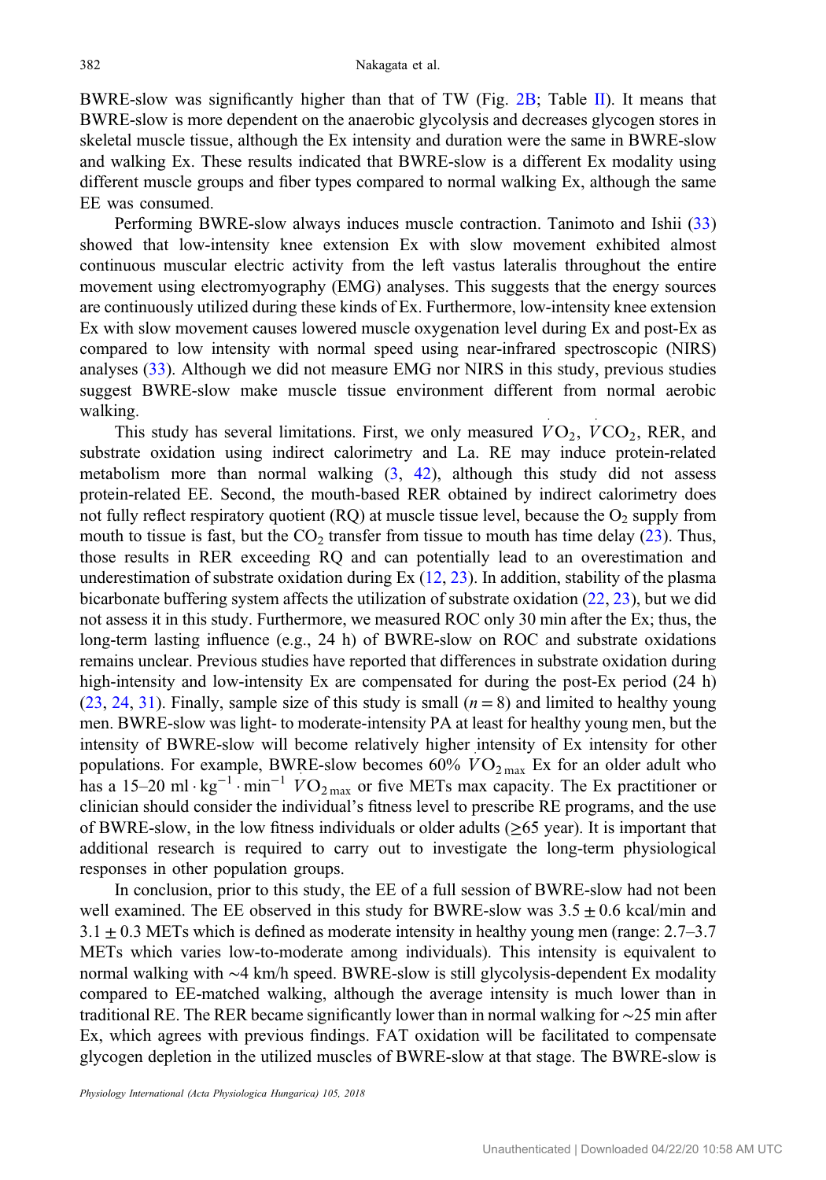BWRE-slow was significantly higher than that of TW (Fig. 2B; Table II). It means that BWRE-slow is more dependent on the anaerobic glycolysis and decreases glycogen stores in skeletal muscle tissue, although the Ex intensity and duration were the same in BWRE-slow and walking Ex. These results indicated that BWRE-slow is a different Ex modality using different muscle groups and fiber types compared to normal walking Ex, although the same EE was consumed.

Performing BWRE-slow always induces muscle contraction. Tanimoto and Ishii (33) showed that low-intensity knee extension Ex with slow movement exhibited almost continuous muscular electric activity from the left vastus lateralis throughout the entire movement using electromyography (EMG) analyses. This suggests that the energy sources are continuously utilized during these kinds of Ex. Furthermore, low-intensity knee extension Ex with slow movement causes lowered muscle oxygenation level during Ex and post-Ex as compared to low intensity with normal speed using near-infrared spectroscopic (NIRS) analyses (33). Although we did not measure EMG nor NIRS in this study, previous studies suggest BWRE-slow make muscle tissue environment different from normal aerobic walking.

This study has several limitations. First, we only measured $\dot{V}O_2$, $\dot{V}CO_2$, RER, and substrate oxidation using indirect calorimetry and La. RE may induce protein-related metabolism more than normal walking (3, 42), although this study did not assess protein-related EE. Second, the mouth-based RER obtained by indirect calorimetry does not fully reflect respiratory quotient (RQ) at muscle tissue level, because the $O_2$ supply from mouth to tissue is fast, but the $CO_2$ transfer from tissue to mouth has time delay (23). Thus, those results in RER exceeding RQ and can potentially lead to an overestimation and underestimation of substrate oxidation during Ex (12, 23). In addition, stability of the plasma bicarbonate buffering system affects the utilization of substrate oxidation (22, 23), but we did not assess it in this study. Furthermore, we measured ROC only 30 min after the Ex; thus, the long-term lasting influence (e.g., 24 h) of BWRE-slow on ROC and substrate oxidations remains unclear. Previous studies have reported that differences in substrate oxidation during high-intensity and low-intensity Ex are compensated for during the post-Ex period (24 h) (23, 24, 31). Finally, sample size of this study is small ($n = 8$) and limited to healthy young men. BWRE-slow was light- to moderate-intensity PA at least for healthy young men, but the intensity of BWRE-slow will become relatively higher intensity of Ex intensity for other populations. For example, BWRE-slow becomes 60% $\dot{V}O_{2\,max}$ Ex for an older adult who has a 15–20 $ml \cdot kg^{-1} \cdot min^{-1}$ $\dot{V}O_{2\,max}$ or five METs max capacity. The Ex practitioner or clinician should consider the individual's fitness level to prescribe RE programs, and the use of BWRE-slow, in the low fitness individuals or older adults (≥65 year). It is important that additional research is required to carry out to investigate the long-term physiological responses in other population groups.

In conclusion, prior to this study, the EE of a full session of BWRE-slow had not been well examined. The EE observed in this study for BWRE-slow was $3.5 \pm 0.6$ kcal/min and $3.1 \pm 0.3$ METs which is defined as moderate intensity in healthy young men (range: 2.7–3.7 METs which varies low-to-moderate among individuals). This intensity is equivalent to normal walking with ∼4 km/h speed. BWRE-slow is still glycolysis-dependent Ex modality compared to EE-matched walking, although the average intensity is much lower than in traditional RE. The RER became significantly lower than in normal walking for ∼25 min after Ex, which agrees with previous findings. FAT oxidation will be facilitated to compensate glycogen depletion in the utilized muscles of BWRE-slow at that stage. The BWRE-slow is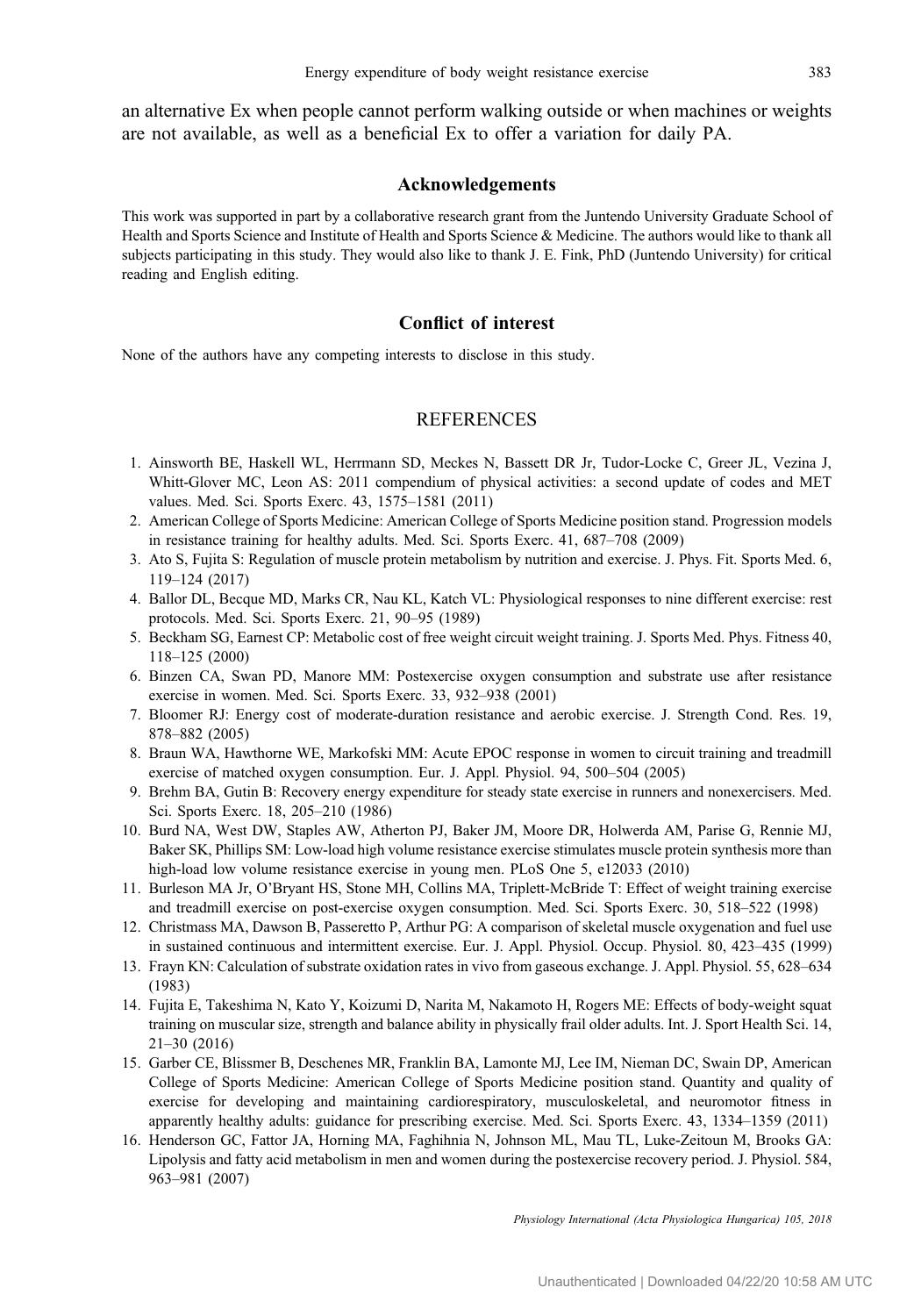an alternative Ex when people cannot perform walking outside or when machines or weights are not available, as well as a beneficial Ex to offer a variation for daily PA.

## Acknowledgements

This work was supported in part by a collaborative research grant from the Juntendo University Graduate School of Health and Sports Science and Institute of Health and Sports Science & Medicine. The authors would like to thank all subjects participating in this study. They would also like to thank J. E. Fink, PhD (Juntendo University) for critical reading and English editing.

## Conflict of interest

None of the authors have any competing interests to disclose in this study.

## REFERENCES

1. Ainsworth BE, Haskell WL, Herrmann SD, Meckes N, Bassett DR Jr, Tudor-Locke C, Greer JL, Vezina J, Whitt-Glover MC, Leon AS: 2011 compendium of physical activities: a second update of codes and MET values. Med. Sci. Sports Exerc. 43, 1575–1581 (2011)
2. American College of Sports Medicine: American College of Sports Medicine position stand. Progression models in resistance training for healthy adults. Med. Sci. Sports Exerc. 41, 687–708 (2009)
3. Ato S, Fujita S: Regulation of muscle protein metabolism by nutrition and exercise. J. Phys. Fit. Sports Med. 6, 119–124 (2017)
4. Ballor DL, Becque MD, Marks CR, Nau KL, Katch VL: Physiological responses to nine different exercise: rest protocols. Med. Sci. Sports Exerc. 21, 90–95 (1989)
5. Beckham SG, Earnest CP: Metabolic cost of free weight circuit weight training. J. Sports Med. Phys. Fitness 40, 118–125 (2000)
6. Binzen CA, Swan PD, Manore MM: Postexercise oxygen consumption and substrate use after resistance exercise in women. Med. Sci. Sports Exerc. 33, 932–938 (2001)
7. Bloomer RJ: Energy cost of moderate-duration resistance and aerobic exercise. J. Strength Cond. Res. 19, 878–882 (2005)
8. Braun WA, Hawthorne WE, Markofski MM: Acute EPOC response in women to circuit training and treadmill exercise of matched oxygen consumption. Eur. J. Appl. Physiol. 94, 500–504 (2005)
9. Brehm BA, Gutin B: Recovery energy expenditure for steady state exercise in runners and nonexercisers. Med. Sci. Sports Exerc. 18, 205–210 (1986)
10. Burd NA, West DW, Staples AW, Atherton PJ, Baker JM, Moore DR, Holwerda AM, Parise G, Rennie MJ, Baker SK, Phillips SM: Low-load high volume resistance exercise stimulates muscle protein synthesis more than high-load low volume resistance exercise in young men. PLoS One 5, e12033 (2010)
11. Burleson MA Jr, O'Bryant HS, Stone MH, Collins MA, Triplett-McBride T: Effect of weight training exercise and treadmill exercise on post-exercise oxygen consumption. Med. Sci. Sports Exerc. 30, 518–522 (1998)
12. Christmass MA, Dawson B, Passeretto P, Arthur PG: A comparison of skeletal muscle oxygenation and fuel use in sustained continuous and intermittent exercise. Eur. J. Appl. Physiol. Occup. Physiol. 80, 423–435 (1999)
13. Frayn KN: Calculation of substrate oxidation rates in vivo from gaseous exchange. J. Appl. Physiol. 55, 628–634 (1983)
14. Fujita E, Takeshima N, Kato Y, Koizumi D, Narita M, Nakamoto H, Rogers ME: Effects of body-weight squat training on muscular size, strength and balance ability in physically frail older adults. Int. J. Sport Health Sci. 14, 21–30 (2016)
15. Garber CE, Blissmer B, Deschenes MR, Franklin BA, Lamonte MJ, Lee IM, Nieman DC, Swain DP, American College of Sports Medicine: American College of Sports Medicine position stand. Quantity and quality of exercise for developing and maintaining cardiorespiratory, musculoskeletal, and neuromotor fitness in apparently healthy adults: guidance for prescribing exercise. Med. Sci. Sports Exerc. 43, 1334–1359 (2011)
16. Henderson GC, Fattor JA, Horning MA, Faghihnia N, Johnson ML, Mau TL, Luke-Zeitoun M, Brooks GA: Lipolysis and fatty acid metabolism in men and women during the postexercise recovery period. J. Physiol. 584, 963–981 (2007)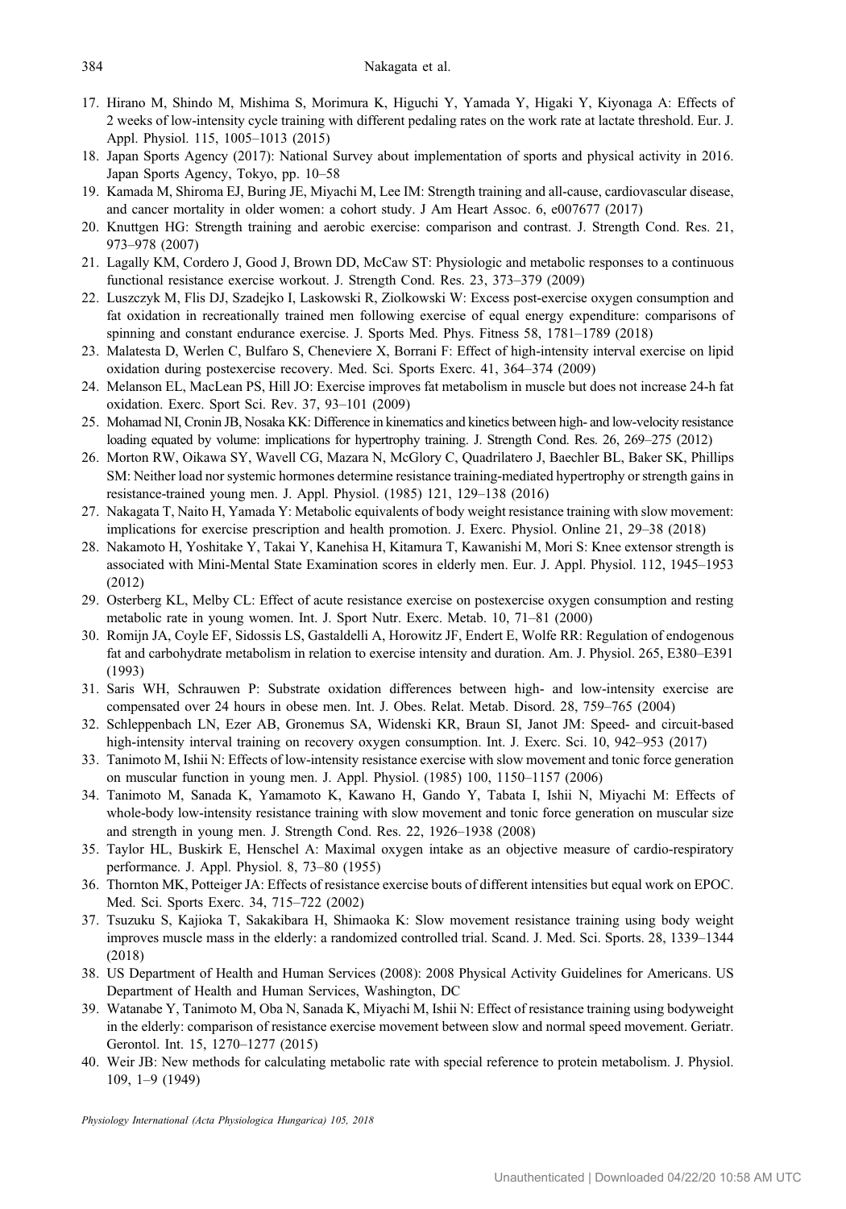17. Hirano M, Shindo M, Mishima S, Morimura K, Higuchi Y, Yamada Y, Higaki Y, Kiyonaga A: Effects of 2 weeks of low-intensity cycle training with different pedaling rates on the work rate at lactate threshold. Eur. J. Appl. Physiol. 115, 1005–1013 (2015)
18. Japan Sports Agency (2017): National Survey about implementation of sports and physical activity in 2016. Japan Sports Agency, Tokyo, pp. 10–58
19. Kamada M, Shiroma EJ, Buring JE, Miyachi M, Lee IM: Strength training and all-cause, cardiovascular disease, and cancer mortality in older women: a cohort study. J Am Heart Assoc. 6, e007677 (2017)
20. Knuttgen HG: Strength training and aerobic exercise: comparison and contrast. J. Strength Cond. Res. 21, 973–978 (2007)
21. Lagally KM, Cordero J, Good J, Brown DD, McCaw ST: Physiologic and metabolic responses to a continuous functional resistance exercise workout. J. Strength Cond. Res. 23, 373–379 (2009)
22. Luszczyk M, Flis DJ, Szadejko I, Laskowski R, Ziolkowski W: Excess post-exercise oxygen consumption and fat oxidation in recreationally trained men following exercise of equal energy expenditure: comparisons of spinning and constant endurance exercise. J. Sports Med. Phys. Fitness 58, 1781–1789 (2018)
23. Malatesta D, Werlen C, Bulfaro S, Cheneviere X, Borrani F: Effect of high-intensity interval exercise on lipid oxidation during postexercise recovery. Med. Sci. Sports Exerc. 41, 364–374 (2009)
24. Melanson EL, MacLean PS, Hill JO: Exercise improves fat metabolism in muscle but does not increase 24-h fat oxidation. Exerc. Sport Sci. Rev. 37, 93–101 (2009)
25. Mohamad NI, Cronin JB, Nosaka KK: Difference in kinematics and kinetics between high- and low-velocity resistance loading equated by volume: implications for hypertrophy training. J. Strength Cond. Res. 26, 269–275 (2012)
26. Morton RW, Oikawa SY, Wavell CG, Mazara N, McGlory C, Quadrilatero J, Baechler BL, Baker SK, Phillips SM: Neither load nor systemic hormones determine resistance training-mediated hypertrophy or strength gains in resistance-trained young men. J. Appl. Physiol. (1985) 121, 129–138 (2016)
27. Nakagata T, Naito H, Yamada Y: Metabolic equivalents of body weight resistance training with slow movement: implications for exercise prescription and health promotion. J. Exerc. Physiol. Online 21, 29–38 (2018)
28. Nakamoto H, Yoshitake Y, Takai Y, Kanehisa H, Kitamura T, Kawanishi M, Mori S: Knee extensor strength is associated with Mini-Mental State Examination scores in elderly men. Eur. J. Appl. Physiol. 112, 1945–1953 (2012)
29. Osterberg KL, Melby CL: Effect of acute resistance exercise on postexercise oxygen consumption and resting metabolic rate in young women. Int. J. Sport Nutr. Exerc. Metab. 10, 71–81 (2000)
30. Romijn JA, Coyle EF, Sidossis LS, Gastaldelli A, Horowitz JF, Endert E, Wolfe RR: Regulation of endogenous fat and carbohydrate metabolism in relation to exercise intensity and duration. Am. J. Physiol. 265, E380–E391 (1993)
31. Saris WH, Schrauwen P: Substrate oxidation differences between high- and low-intensity exercise are compensated over 24 hours in obese men. Int. J. Obes. Relat. Metab. Disord. 28, 759–765 (2004)
32. Schleppenbach LN, Ezer AB, Gronemus SA, Widenski KR, Braun SI, Janot JM: Speed- and circuit-based high-intensity interval training on recovery oxygen consumption. Int. J. Exerc. Sci. 10, 942–953 (2017)
33. Tanimoto M, Ishii N: Effects of low-intensity resistance exercise with slow movement and tonic force generation on muscular function in young men. J. Appl. Physiol. (1985) 100, 1150–1157 (2006)
34. Tanimoto M, Sanada K, Yamamoto K, Kawano H, Gando Y, Tabata I, Ishii N, Miyachi M: Effects of whole-body low-intensity resistance training with slow movement and tonic force generation on muscular size and strength in young men. J. Strength Cond. Res. 22, 1926–1938 (2008)
35. Taylor HL, Buskirk E, Henschel A: Maximal oxygen intake as an objective measure of cardio-respiratory performance. J. Appl. Physiol. 8, 73–80 (1955)
36. Thornton MK, Potteiger JA: Effects of resistance exercise bouts of different intensities but equal work on EPOC. Med. Sci. Sports Exerc. 34, 715–722 (2002)
37. Tsuzuku S, Kajioka T, Sakakibara H, Shimaoka K: Slow movement resistance training using body weight improves muscle mass in the elderly: a randomized controlled trial. Scand. J. Med. Sci. Sports. 28, 1339–1344 (2018)
38. US Department of Health and Human Services (2008): 2008 Physical Activity Guidelines for Americans. US Department of Health and Human Services, Washington, DC
39. Watanabe Y, Tanimoto M, Oba N, Sanada K, Miyachi M, Ishii N: Effect of resistance training using bodyweight in the elderly: comparison of resistance exercise movement between slow and normal speed movement. Geriatr. Gerontol. Int. 15, 1270–1277 (2015)
40. Weir JB: New methods for calculating metabolic rate with special reference to protein metabolism. J. Physiol. 109, 1–9 (1949)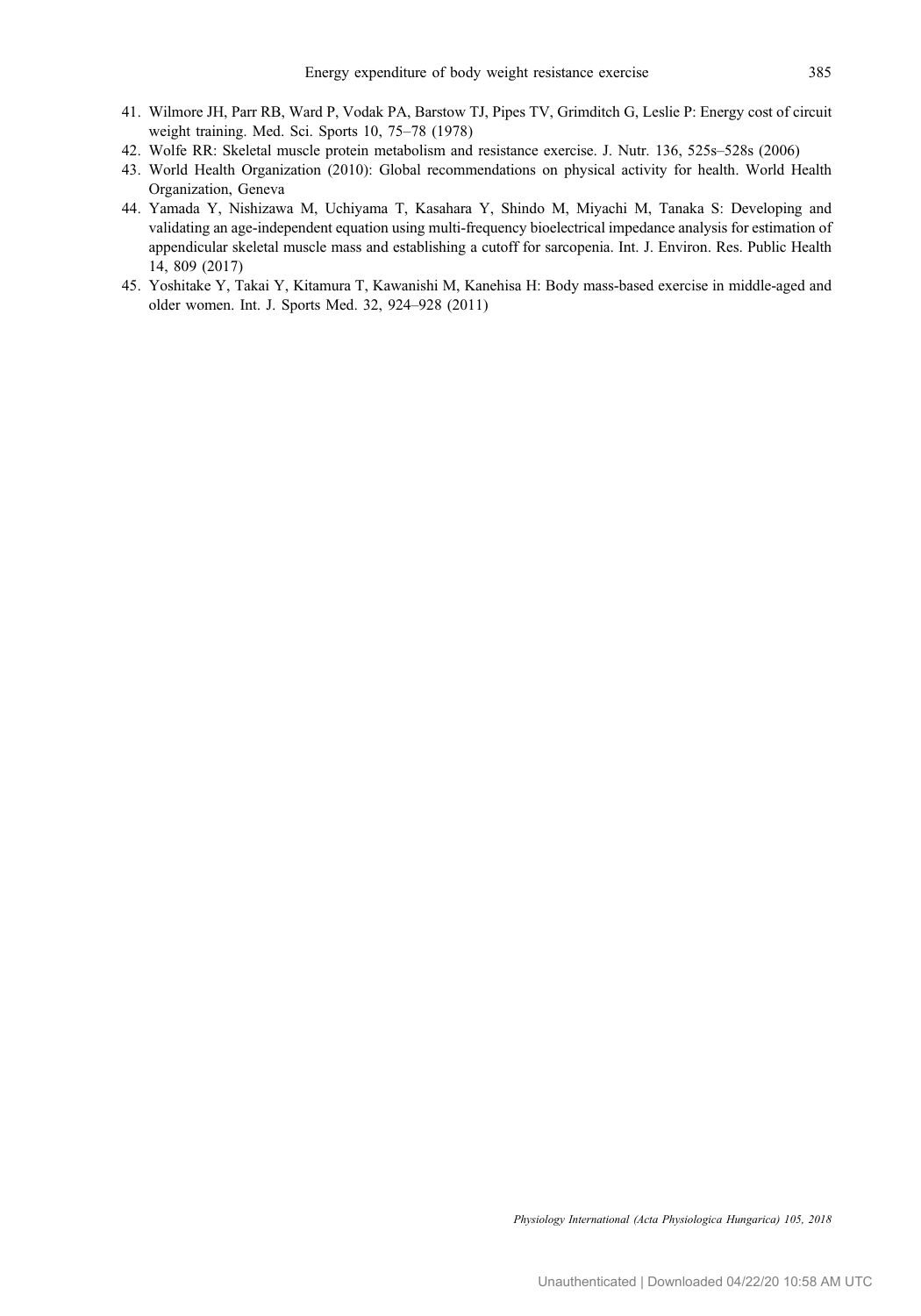41. Wilmore JH, Parr RB, Ward P, Vodak PA, Barstow TJ, Pipes TV, Grimditch G, Leslie P: Energy cost of circuit weight training. Med. Sci. Sports 10, 75–78 (1978)
42. Wolfe RR: Skeletal muscle protein metabolism and resistance exercise. J. Nutr. 136, 525s–528s (2006)
43. World Health Organization (2010): Global recommendations on physical activity for health. World Health Organization, Geneva
44. Yamada Y, Nishizawa M, Uchiyama T, Kasahara Y, Shindo M, Miyachi M, Tanaka S: Developing and validating an age-independent equation using multi-frequency bioelectrical impedance analysis for estimation of appendicular skeletal muscle mass and establishing a cutoff for sarcopenia. Int. J. Environ. Res. Public Health 14, 809 (2017)
45. Yoshitake Y, Takai Y, Kitamura T, Kawanishi M, Kanehisa H: Body mass-based exercise in middle-aged and older women. Int. J. Sports Med. 32, 924–928 (2011)